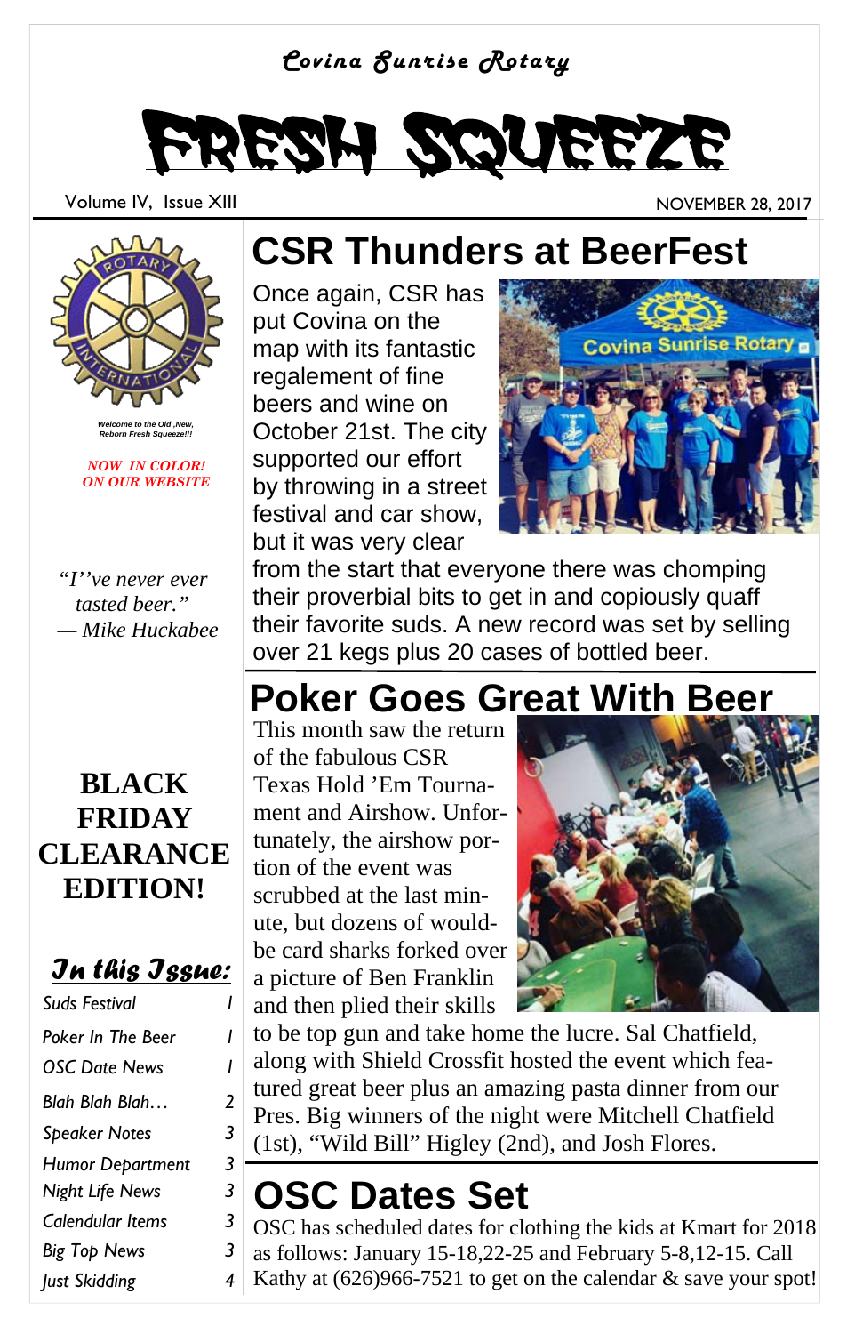*Covina Sunrise Rotary*

# FRESH SQUEEZE

Volume IV, Issue XIII

NOVEMBER 28, 2017

*Welcome to the Old ,New, Reborn Fresh Squeeze!!!*

***NOW IN COLOR! ON OUR WEBSITE***

*"I''ve never ever tasted beer." — Mike Huckabee*

**BLACK FRIDAY CLEARANCE EDITION!**

## CSR Thunders at BeerFest

Once again, CSR has put Covina on the map with its fantastic regalement of fine beers and wine on October 21st. The city supported our effort by throwing in a street festival and car show, but it was very clear from the start that everyone there was chomping their proverbial bits to get in and copiously quaff their favorite suds. A new record was set by selling over 21 kegs plus 20 cases of bottled beer.

## Poker Goes Great With Beer

This month saw the return of the fabulous CSR Texas Hold 'Em Tournament and Airshow. Unfortunately, the airshow portion of the event was scrubbed at the last minute, but dozens of would-be card sharks forked over a picture of Ben Franklin and then plied their skills to be top gun and take home the lucre. Sal Chatfield, along with Shield Crossfit hosted the event which featured great beer plus an amazing pasta dinner from our Pres. Big winners of the night were Mitchell Chatfield (1st), "Wild Bill" Higley (2nd), and Josh Flores.

## OSC Dates Set

OSC has scheduled dates for clothing the kids at Kmart for 2018 as follows: January 15-18,22-25 and February 5-8,12-15. Call Kathy at (626)966-7521 to get on the calendar & save your spot!

### *In this Issue:*

| | |
|---|---|
| Suds Festival | 1 |
| Poker In The Beer | 1 |
| OSC Date News | 1 |
| Blah Blah Blah… | 2 |
| Speaker Notes | 3 |
| Humor Department | 3 |
| Night Life News | 3 |
| Calendar Items | 3 |
| Big Top News | 3 |
| Just Skidding | 4 |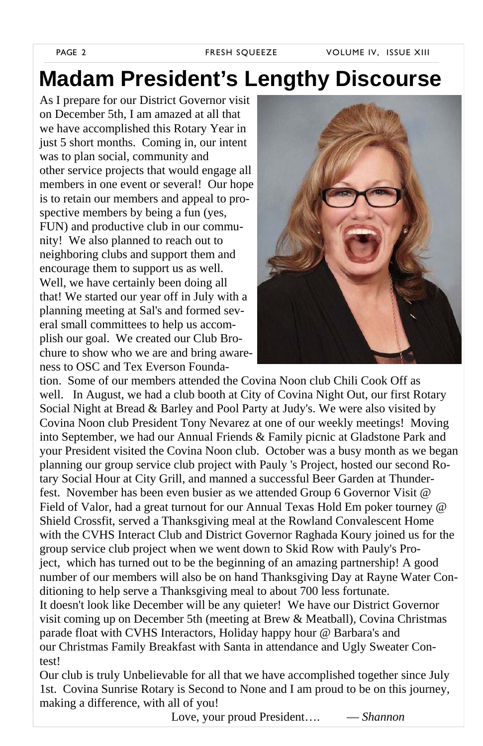# Madam President's Lengthy Discourse

As I prepare for our District Governor visit on December 5th, I am amazed at all that we have accomplished this Rotary Year in just 5 short months. Coming in, our intent was to plan social, community and other service projects that would engage all members in one event or several! Our hope is to retain our members and appeal to prospective members by being a fun (yes, FUN) and productive club in our community! We also planned to reach out to neighboring clubs and support them and encourage them to support us as well. Well, we have certainly been doing all that! We started our year off in July with a planning meeting at Sal's and formed several small committees to help us accomplish our goal. We created our Club Brochure to show who we are and bring awareness to OSC and Tex Everson Foundation. Some of our members attended the Covina Noon club Chili Cook Off as well. In August, we had a club booth at City of Covina Night Out, our first Rotary Social Night at Bread & Barley and Pool Party at Judy's. We were also visited by Covina Noon club President Tony Nevarez at one of our weekly meetings! Moving into September, we had our Annual Friends & Family picnic at Gladstone Park and your President visited the Covina Noon club. October was a busy month as we began planning our group service club project with Pauly 's Project, hosted our second Rotary Social Hour at City Grill, and manned a successful Beer Garden at Thunderfest. November has been even busier as we attended Group 6 Governor Visit @ Field of Valor, had a great turnout for our Annual Texas Hold Em poker tourney @ Shield Crossfit, served a Thanksgiving meal at the Rowland Convalescent Home with the CVHS Interact Club and District Governor Raghada Koury joined us for the group service club project when we went down to Skid Row with Pauly's Project, which has turned out to be the beginning of an amazing partnership! A good number of our members will also be on hand Thanksgiving Day at Rayne Water Conditioning to help serve a Thanksgiving meal to about 700 less fortunate.

It doesn't look like December will be any quieter! We have our District Governor visit coming up on December 5th (meeting at Brew & Meatball), Covina Christmas parade float with CVHS Interactors, Holiday happy hour @ Barbara's and our Christmas Family Breakfast with Santa in attendance and Ugly Sweater Contest!

Our club is truly Unbelievable for all that we have accomplished together since July 1st. Covina Sunrise Rotary is Second to None and I am proud to be on this journey, making a difference, with all of you!

Love, your proud President…. — *Shannon*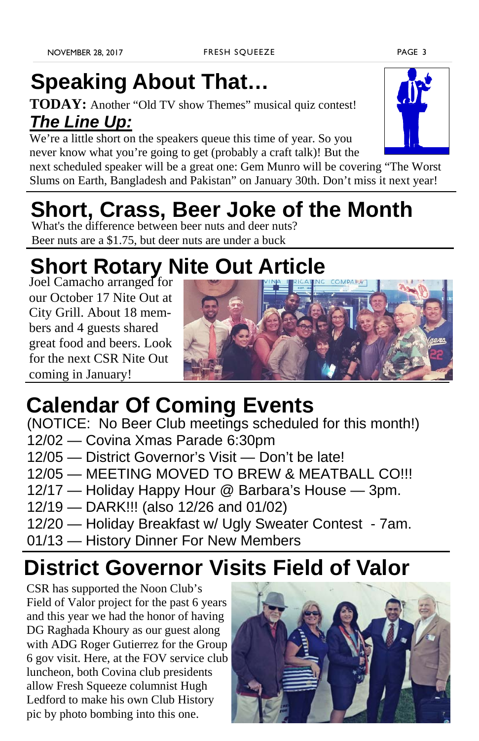# Speaking About That…

**TODAY:** Another "Old TV show Themes" musical quiz contest!

## *The Line Up:*

We're a little short on the speakers queue this time of year. So you never know what you're going to get (probably a craft talk)! But the next scheduled speaker will be a great one: Gem Munro will be covering "The Worst Slums on Earth, Bangladesh and Pakistan" on January 30th. Don't miss it next year!

# Short, Crass, Beer Joke of the Month

What's the difference between beer nuts and deer nuts?
Beer nuts are a $1.75, but deer nuts are under a buck

# Short Rotary Nite Out Article

Joel Camacho arranged for our October 17 Nite Out at City Grill. About 18 members and 4 guests shared great food and beers. Look for the next CSR Nite Out coming in January!

# Calendar Of Coming Events

(NOTICE: No Beer Club meetings scheduled for this month!)

12/02 — Covina Xmas Parade 6:30pm
12/05 — District Governor's Visit — Don't be late!
12/05 — MEETING MOVED TO BREW & MEATBALL CO!!!
12/17 — Holiday Happy Hour @ Barbara's House — 3pm.
12/19 — DARK!!! (also 12/26 and 01/02)
12/20 — Holiday Breakfast w/ Ugly Sweater Contest - 7am.
01/13 — History Dinner For New Members

# District Governor Visits Field of Valor

CSR has supported the Noon Club's Field of Valor project for the past 6 years and this year we had the honor of having DG Raghada Khoury as our guest along with ADG Roger Gutierrez for the Group 6 gov visit. Here, at the FOV service club luncheon, both Covina club presidents allow Fresh Squeeze columnist Hugh Ledford to make his own Club History pic by photo bombing into this one.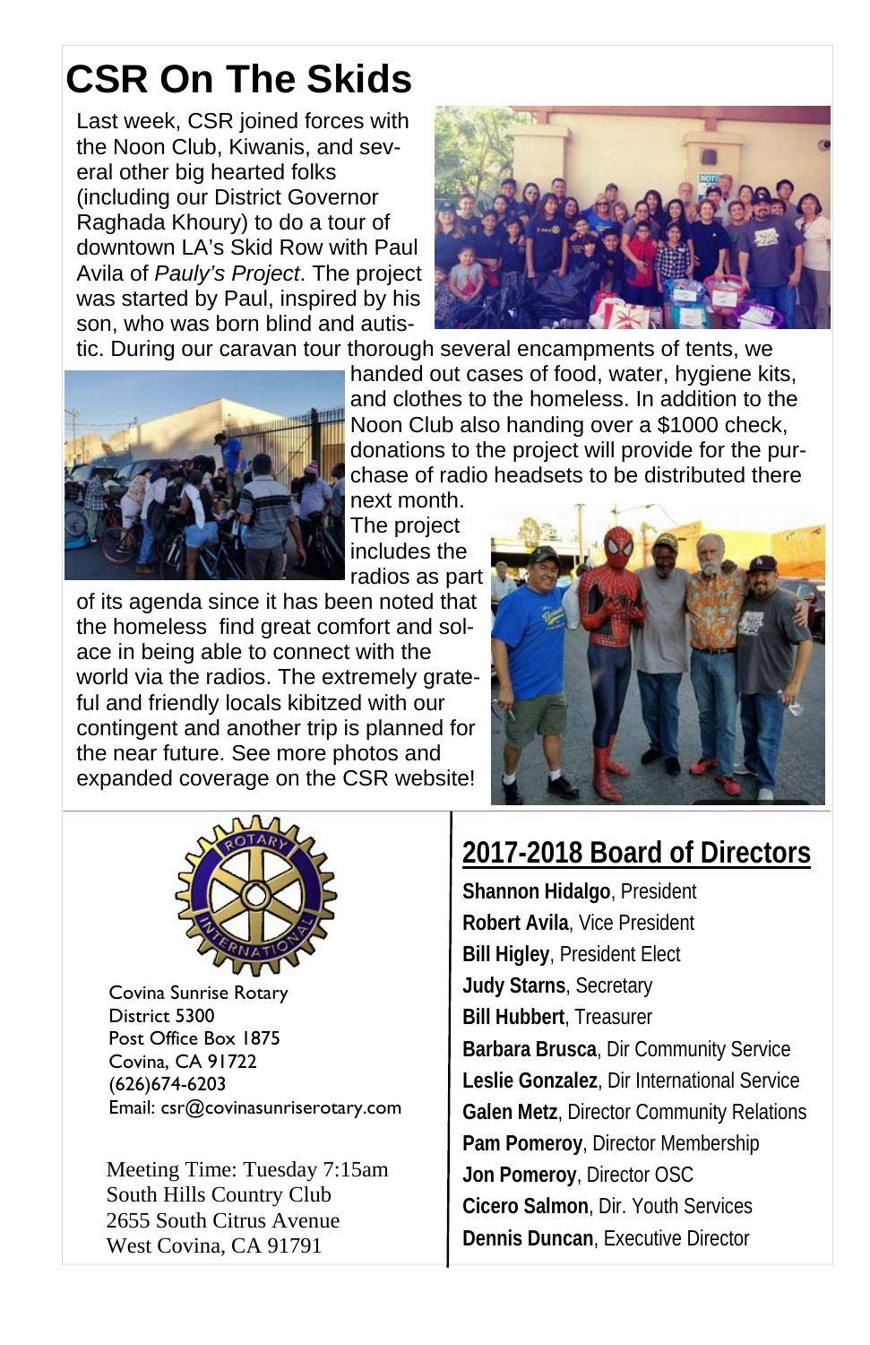# CSR On The Skids

Last week, CSR joined forces with the Noon Club, Kiwanis, and several other big hearted folks (including our District Governor Raghada Khoury) to do a tour of downtown LA's Skid Row with Paul Avila of *Pauly's Project*. The project was started by Paul, inspired by his son, who was born blind and autistic. During our caravan tour thorough several encampments of tents, we handed out cases of food, water, hygiene kits, and clothes to the homeless. In addition to the Noon Club also handing over a $1000 check, donations to the project will provide for the purchase of radio headsets to be distributed there next month. The project includes the radios as part of its agenda since it has been noted that the homeless find great comfort and solace in being able to connect with the world via the radios. The extremely grateful and friendly locals kibitzed with our contingent and another trip is planned for the near future. See more photos and expanded coverage on the CSR website!

Covina Sunrise Rotary
District 5300
Post Office Box 1875
Covina, CA 91722
(626)674-6203
Email: csr@covinasunriserotary.com

Meeting Time: Tuesday 7:15am
South Hills Country Club
2655 South Citrus Avenue
West Covina, CA 91791

## 2017-2018 Board of Directors

**Shannon Hidalgo**, President
**Robert Avila**, Vice President
**Bill Higley**, President Elect
**Judy Starns**, Secretary
**Bill Hubbert**, Treasurer
**Barbara Brusca**, Dir Community Service
**Leslie Gonzalez**, Dir International Service
**Galen Metz**, Director Community Relations
**Pam Pomeroy**, Director Membership
**Jon Pomeroy**, Director OSC
**Cicero Salmon**, Dir. Youth Services
**Dennis Duncan**, Executive Director